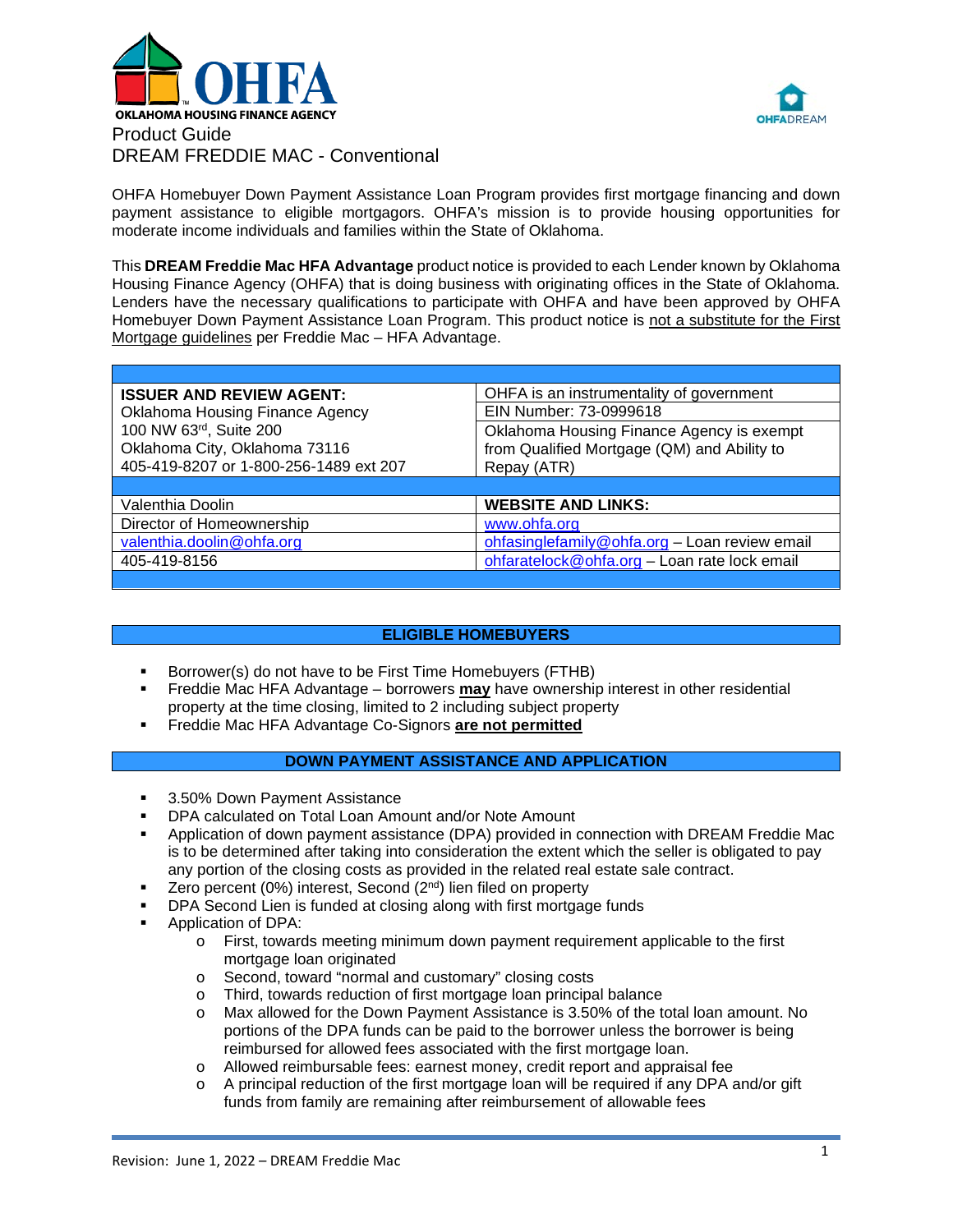OKLAHOMA HOUSING FINANCE AGENCY

OHFADREAM

# Product Guide
# DREAM FREDDIE MAC - Conventional

OHFA Homebuyer Down Payment Assistance Loan Program provides first mortgage financing and down payment assistance to eligible mortgagors. OHFA's mission is to provide housing opportunities for moderate income individuals and families within the State of Oklahoma.

This **DREAM Freddie Mac HFA Advantage** product notice is provided to each Lender known by Oklahoma Housing Finance Agency (OHFA) that is doing business with originating offices in the State of Oklahoma. Lenders have the necessary qualifications to participate with OHFA and have been approved by OHFA Homebuyer Down Payment Assistance Loan Program. This product notice is not a substitute for the First Mortgage guidelines per Freddie Mac – HFA Advantage.

| | |
|---|---|
| **ISSUER AND REVIEW AGENT:**<br>Oklahoma Housing Finance Agency<br>100 NW 63rd, Suite 200<br>Oklahoma City, Oklahoma 73116<br>405-419-8207 or 1-800-256-1489 ext 207 | OHFA is an instrumentality of government<br>EIN Number: 73-0999618<br>Oklahoma Housing Finance Agency is exempt from Qualified Mortgage (QM) and Ability to Repay (ATR) |
| Valenthia Doolin | **WEBSITE AND LINKS:** |
| Director of Homeownership | www.ohfa.org |
| valenthia.doolin@ohfa.org | ohfasinglefamily@ohfa.org – Loan review email |
| 405-419-8156 | ohfaratelock@ohfa.org – Loan rate lock email |

## ELIGIBLE HOMEBUYERS

- Borrower(s) do not have to be First Time Homebuyers (FTHB)
- Freddie Mac HFA Advantage – borrowers **may** have ownership interest in other residential property at the time closing, limited to 2 including subject property
- Freddie Mac HFA Advantage Co-Signors **are not permitted**

## DOWN PAYMENT ASSISTANCE AND APPLICATION

- 3.50% Down Payment Assistance
- DPA calculated on Total Loan Amount and/or Note Amount
- Application of down payment assistance (DPA) provided in connection with DREAM Freddie Mac is to be determined after taking into consideration the extent which the seller is obligated to pay any portion of the closing costs as provided in the related real estate sale contract.
- Zero percent (0%) interest, Second (2nd) lien filed on property
- DPA Second Lien is funded at closing along with first mortgage funds
- Application of DPA:
  - First, towards meeting minimum down payment requirement applicable to the first mortgage loan originated
  - Second, toward "normal and customary" closing costs
  - Third, towards reduction of first mortgage loan principal balance
  - Max allowed for the Down Payment Assistance is 3.50% of the total loan amount. No portions of the DPA funds can be paid to the borrower unless the borrower is being reimbursed for allowed fees associated with the first mortgage loan.
  - Allowed reimbursable fees: earnest money, credit report and appraisal fee
  - A principal reduction of the first mortgage loan will be required if any DPA and/or gift funds from family are remaining after reimbursement of allowable fees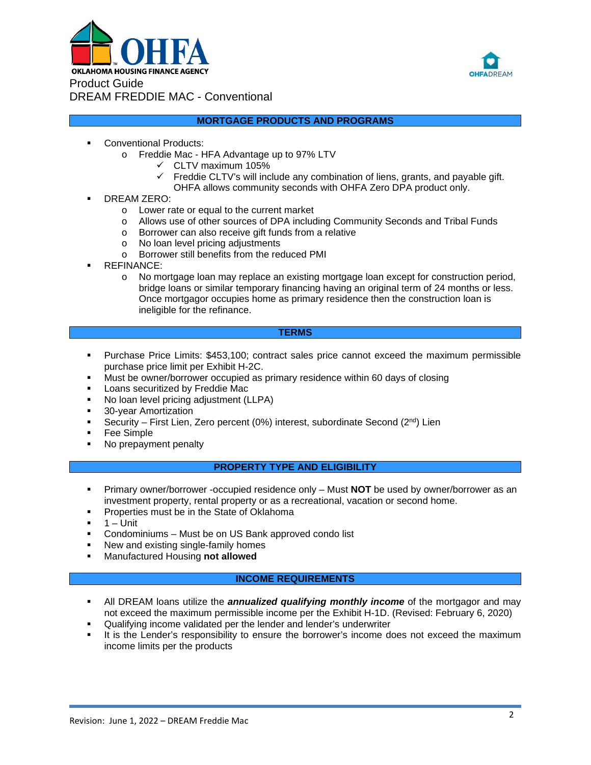OKLAHOMA HOUSING FINANCE AGENCY

Product Guide
DREAM FREDDIE MAC - Conventional

## MORTGAGE PRODUCTS AND PROGRAMS

- Conventional Products:
  - Freddie Mac - HFA Advantage up to 97% LTV
    - ✓ CLTV maximum 105%
    - ✓ Freddie CLTV's will include any combination of liens, grants, and payable gift. OHFA allows community seconds with OHFA Zero DPA product only.
- DREAM ZERO:
  - Lower rate or equal to the current market
  - Allows use of other sources of DPA including Community Seconds and Tribal Funds
  - Borrower can also receive gift funds from a relative
  - No loan level pricing adjustments
  - Borrower still benefits from the reduced PMI
- REFINANCE:
  - No mortgage loan may replace an existing mortgage loan except for construction period, bridge loans or similar temporary financing having an original term of 24 months or less. Once mortgagor occupies home as primary residence then the construction loan is ineligible for the refinance.

## TERMS

- Purchase Price Limits: $453,100; contract sales price cannot exceed the maximum permissible purchase price limit per Exhibit H-2C.
- Must be owner/borrower occupied as primary residence within 60 days of closing
- Loans securitized by Freddie Mac
- No loan level pricing adjustment (LLPA)
- 30-year Amortization
- Security – First Lien, Zero percent (0%) interest, subordinate Second (2nd) Lien
- Fee Simple
- No prepayment penalty

## PROPERTY TYPE AND ELIGIBILITY

- Primary owner/borrower -occupied residence only – Must **NOT** be used by owner/borrower as an investment property, rental property or as a recreational, vacation or second home.
- Properties must be in the State of Oklahoma
- 1 – Unit
- Condominiums – Must be on US Bank approved condo list
- New and existing single-family homes
- Manufactured Housing **not allowed**

## INCOME REQUIREMENTS

- All DREAM loans utilize the ***annualized qualifying monthly income*** of the mortgagor and may not exceed the maximum permissible income per the Exhibit H-1D. (Revised: February 6, 2020)
- Qualifying income validated per the lender and lender's underwriter
- It is the Lender's responsibility to ensure the borrower's income does not exceed the maximum income limits per the products

Revision: June 1, 2022 – DREAM Freddie Mac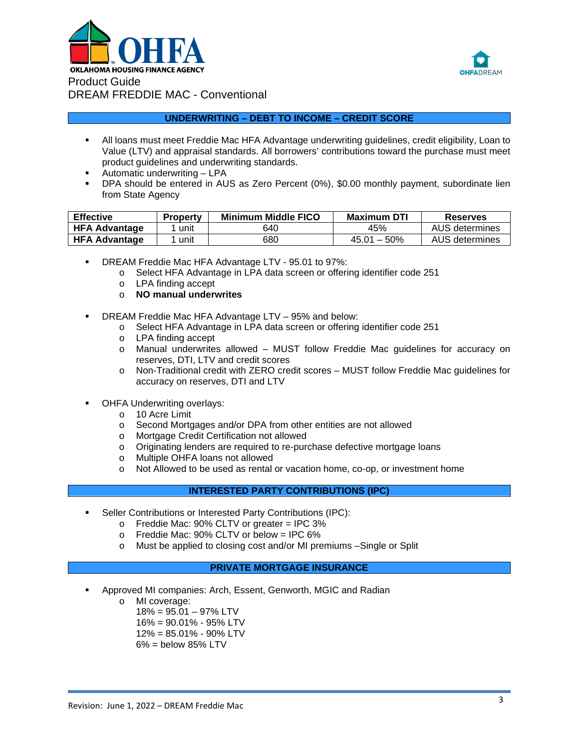Product Guide
DREAM FREDDIE MAC - Conventional

## UNDERWRITING – DEBT TO INCOME – CREDIT SCORE

- All loans must meet Freddie Mac HFA Advantage underwriting guidelines, credit eligibility, Loan to Value (LTV) and appraisal standards. All borrowers' contributions toward the purchase must meet product guidelines and underwriting standards.
- Automatic underwriting – LPA
- DPA should be entered in AUS as Zero Percent (0%), $0.00 monthly payment, subordinate lien from State Agency

| Effective | Property | Minimum Middle FICO | Maximum DTI | Reserves |
|---|---|---|---|---|
| **HFA Advantage** | 1 unit | 640 | 45% | AUS determines |
| **HFA Advantage** | 1 unit | 680 | 45.01 – 50% | AUS determines |

- DREAM Freddie Mac HFA Advantage LTV - 95.01 to 97%:
  - Select HFA Advantage in LPA data screen or offering identifier code 251
  - LPA finding accept
  - **NO manual underwrites**

- DREAM Freddie Mac HFA Advantage LTV – 95% and below:
  - Select HFA Advantage in LPA data screen or offering identifier code 251
  - LPA finding accept
  - Manual underwrites allowed – MUST follow Freddie Mac guidelines for accuracy on reserves, DTI, LTV and credit scores
  - Non-Traditional credit with ZERO credit scores – MUST follow Freddie Mac guidelines for accuracy on reserves, DTI and LTV

- OHFA Underwriting overlays:
  - 10 Acre Limit
  - Second Mortgages and/or DPA from other entities are not allowed
  - Mortgage Credit Certification not allowed
  - Originating lenders are required to re-purchase defective mortgage loans
  - Multiple OHFA loans not allowed
  - Not Allowed to be used as rental or vacation home, co-op, or investment home

## INTERESTED PARTY CONTRIBUTIONS (IPC)

- Seller Contributions or Interested Party Contributions (IPC):
  - Freddie Mac: 90% CLTV or greater = IPC 3%
  - Freddie Mac: 90% CLTV or below = IPC 6%
  - Must be applied to closing cost and/or MI premiums –Single or Split

## PRIVATE MORTGAGE INSURANCE

- Approved MI companies: Arch, Essent, Genworth, MGIC and Radian
  - MI coverage:
    18% = 95.01 – 97% LTV
    16% = 90.01% - 95% LTV
    12% = 85.01% - 90% LTV
    6% = below 85% LTV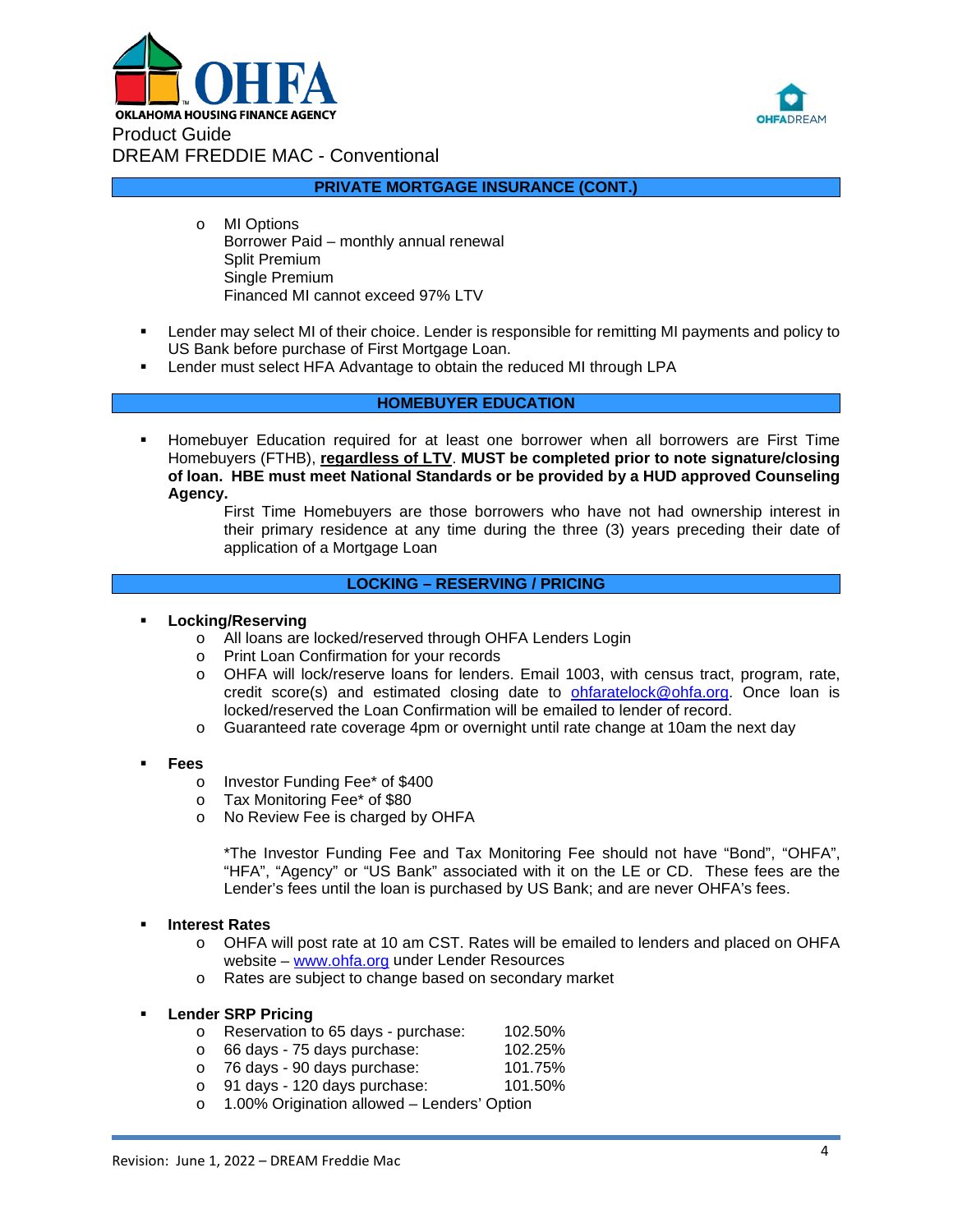## PRIVATE MORTGAGE INSURANCE (CONT.)

- MI Options
  Borrower Paid – monthly annual renewal
  Split Premium
  Single Premium
  Financed MI cannot exceed 97% LTV

- Lender may select MI of their choice. Lender is responsible for remitting MI payments and policy to US Bank before purchase of First Mortgage Loan.
- Lender must select HFA Advantage to obtain the reduced MI through LPA

## HOMEBUYER EDUCATION

- Homebuyer Education required for at least one borrower when all borrowers are First Time Homebuyers (FTHB), **<u>regardless of LTV</u>**. **MUST be completed prior to note signature/closing of loan. HBE must meet National Standards or be provided by a HUD approved Counseling Agency.**

  First Time Homebuyers are those borrowers who have not had ownership interest in their primary residence at any time during the three (3) years preceding their date of application of a Mortgage Loan

## LOCKING – RESERVING / PRICING

- **Locking/Reserving**
  - All loans are locked/reserved through OHFA Lenders Login
  - Print Loan Confirmation for your records
  - OHFA will lock/reserve loans for lenders. Email 1003, with census tract, program, rate, credit score(s) and estimated closing date to ohfaratelock@ohfa.org. Once loan is locked/reserved the Loan Confirmation will be emailed to lender of record.
  - Guaranteed rate coverage 4pm or overnight until rate change at 10am the next day

- **Fees**
  - Investor Funding Fee* of $400
  - Tax Monitoring Fee* of $80
  - No Review Fee is charged by OHFA

  *The Investor Funding Fee and Tax Monitoring Fee should not have "Bond", "OHFA", "HFA", "Agency" or "US Bank" associated with it on the LE or CD. These fees are the Lender's fees until the loan is purchased by US Bank; and are never OHFA's fees.

- **Interest Rates**
  - OHFA will post rate at 10 am CST. Rates will be emailed to lenders and placed on OHFA website – www.ohfa.org under Lender Resources
  - Rates are subject to change based on secondary market

- **Lender SRP Pricing**
  - Reservation to 65 days - purchase: 102.50%
  - 66 days - 75 days purchase: 102.25%
  - 76 days - 90 days purchase: 101.75%
  - 91 days - 120 days purchase: 101.50%
  - 1.00% Origination allowed – Lenders' Option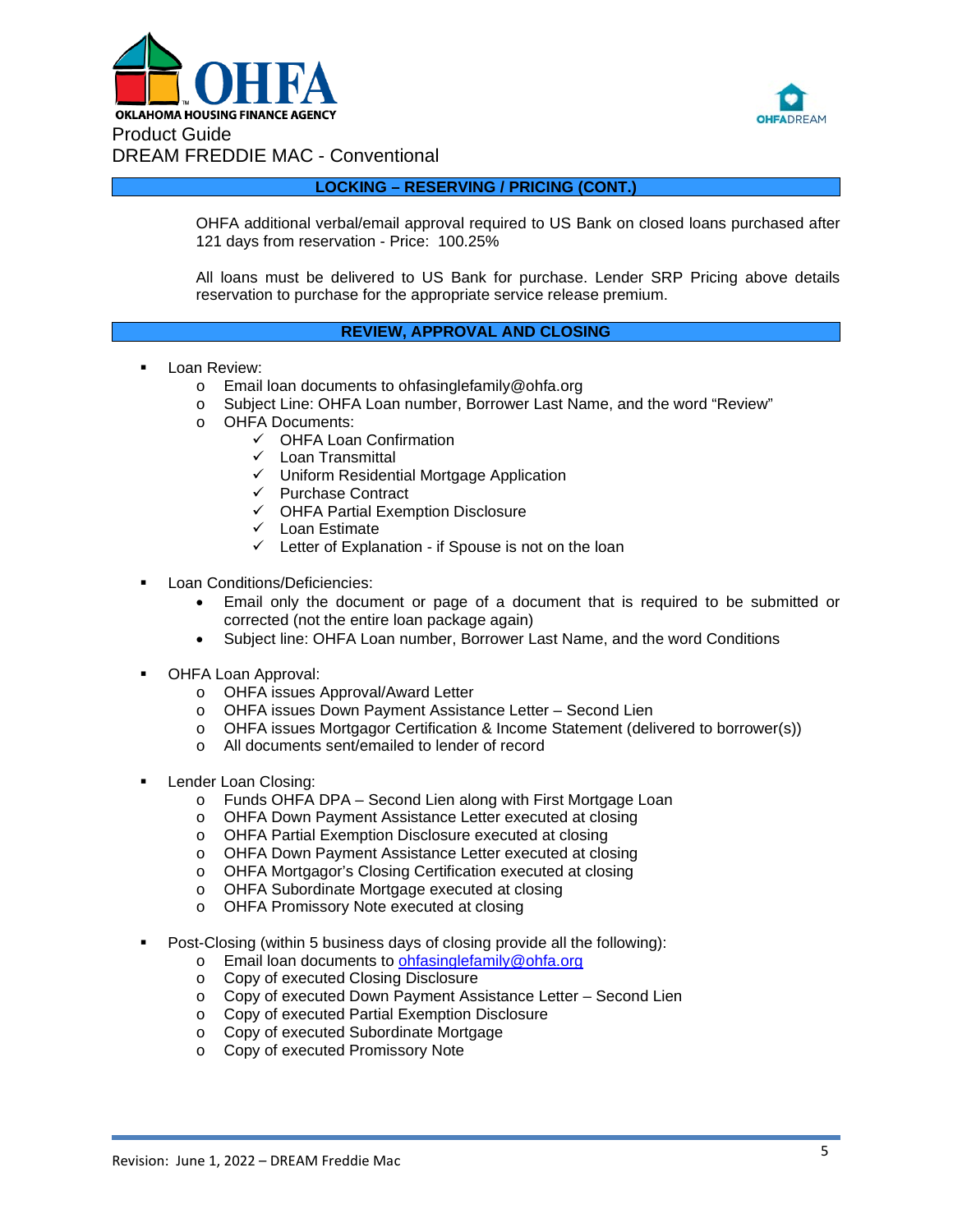## LOCKING – RESERVING / PRICING (CONT.)

OHFA additional verbal/email approval required to US Bank on closed loans purchased after 121 days from reservation - Price: 100.25%

All loans must be delivered to US Bank for purchase. Lender SRP Pricing above details reservation to purchase for the appropriate service release premium.

## REVIEW, APPROVAL AND CLOSING

- Loan Review:
  - Email loan documents to ohfasinglefamily@ohfa.org
  - Subject Line: OHFA Loan number, Borrower Last Name, and the word "Review"
  - OHFA Documents:
    - ✓ OHFA Loan Confirmation
    - ✓ Loan Transmittal
    - ✓ Uniform Residential Mortgage Application
    - ✓ Purchase Contract
    - ✓ OHFA Partial Exemption Disclosure
    - ✓ Loan Estimate
    - ✓ Letter of Explanation - if Spouse is not on the loan

- Loan Conditions/Deficiencies:
  - Email only the document or page of a document that is required to be submitted or corrected (not the entire loan package again)
  - Subject line: OHFA Loan number, Borrower Last Name, and the word Conditions

- OHFA Loan Approval:
  - OHFA issues Approval/Award Letter
  - OHFA issues Down Payment Assistance Letter – Second Lien
  - OHFA issues Mortgagor Certification & Income Statement (delivered to borrower(s))
  - All documents sent/emailed to lender of record

- Lender Loan Closing:
  - Funds OHFA DPA – Second Lien along with First Mortgage Loan
  - OHFA Down Payment Assistance Letter executed at closing
  - OHFA Partial Exemption Disclosure executed at closing
  - OHFA Down Payment Assistance Letter executed at closing
  - OHFA Mortgagor's Closing Certification executed at closing
  - OHFA Subordinate Mortgage executed at closing
  - OHFA Promissory Note executed at closing

- Post-Closing (within 5 business days of closing provide all the following):
  - Email loan documents to ohfasinglefamily@ohfa.org
  - Copy of executed Closing Disclosure
  - Copy of executed Down Payment Assistance Letter – Second Lien
  - Copy of executed Partial Exemption Disclosure
  - Copy of executed Subordinate Mortgage
  - Copy of executed Promissory Note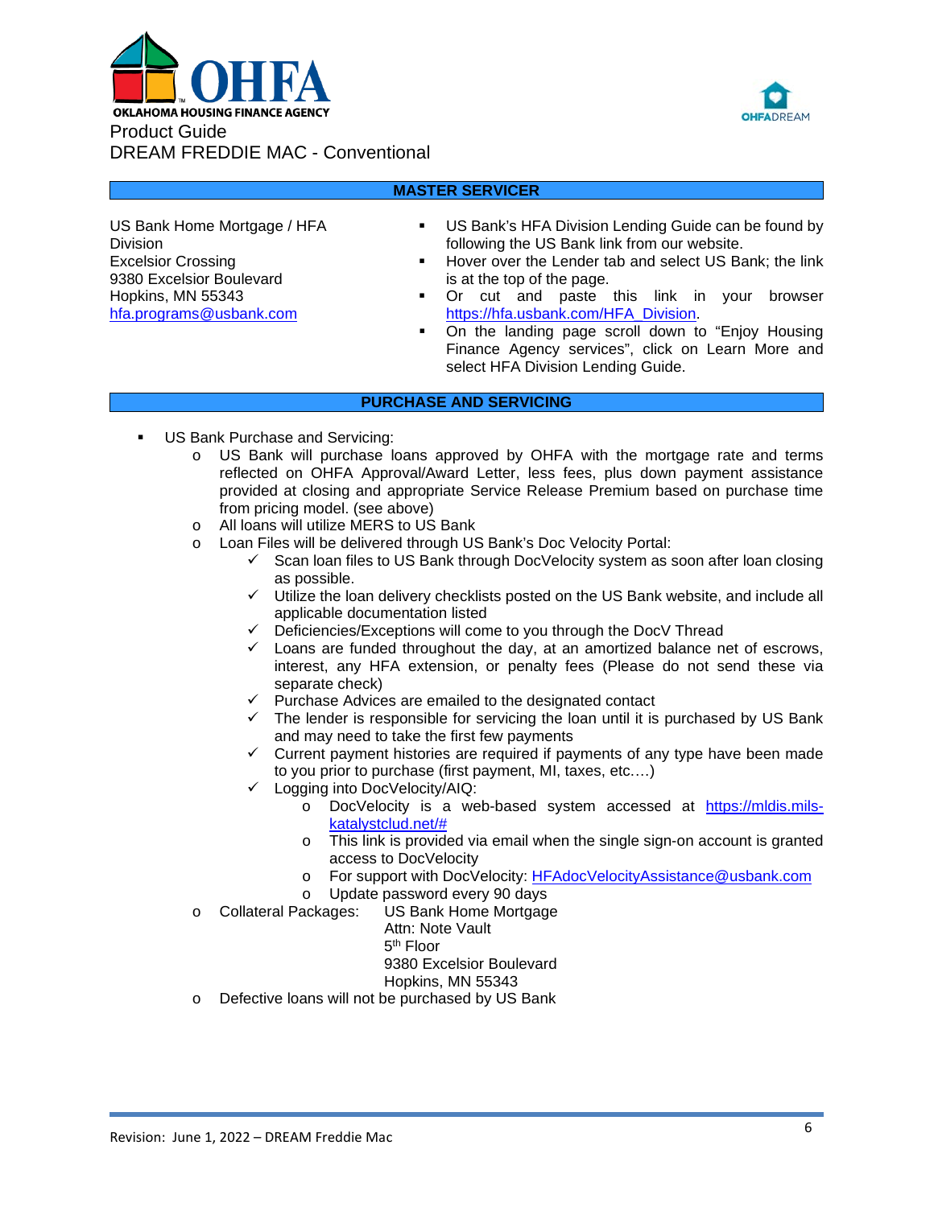Product Guide
DREAM FREDDIE MAC - Conventional

## MASTER SERVICER

US Bank Home Mortgage / HFA Division
Excelsior Crossing
9380 Excelsior Boulevard
Hopkins, MN 55343
hfa.programs@usbank.com

- US Bank's HFA Division Lending Guide can be found by following the US Bank link from our website.
- Hover over the Lender tab and select US Bank; the link is at the top of the page.
- Or cut and paste this link in your browser https://hfa.usbank.com/HFA_Division.
- On the landing page scroll down to "Enjoy Housing Finance Agency services", click on Learn More and select HFA Division Lending Guide.

## PURCHASE AND SERVICING

- US Bank Purchase and Servicing:
  - US Bank will purchase loans approved by OHFA with the mortgage rate and terms reflected on OHFA Approval/Award Letter, less fees, plus down payment assistance provided at closing and appropriate Service Release Premium based on purchase time from pricing model. (see above)
  - All loans will utilize MERS to US Bank
  - Loan Files will be delivered through US Bank's Doc Velocity Portal:
    - ✓ Scan loan files to US Bank through DocVelocity system as soon after loan closing as possible.
    - ✓ Utilize the loan delivery checklists posted on the US Bank website, and include all applicable documentation listed
    - ✓ Deficiencies/Exceptions will come to you through the DocV Thread
    - ✓ Loans are funded throughout the day, at an amortized balance net of escrows, interest, any HFA extension, or penalty fees (Please do not send these via separate check)
    - ✓ Purchase Advices are emailed to the designated contact
    - ✓ The lender is responsible for servicing the loan until it is purchased by US Bank and may need to take the first few payments
    - ✓ Current payment histories are required if payments of any type have been made to you prior to purchase (first payment, MI, taxes, etc.…)
    - ✓ Logging into DocVelocity/AIQ:
      - DocVelocity is a web-based system accessed at https://mldis.mils-katalystclud.net/#
      - This link is provided via email when the single sign-on account is granted access to DocVelocity
      - For support with DocVelocity: HFAdocVelocityAssistance@usbank.com
      - Update password every 90 days
  - Collateral Packages: US Bank Home Mortgage
    Attn: Note Vault
    5th Floor
    9380 Excelsior Boulevard
    Hopkins, MN 55343
  - Defective loans will not be purchased by US Bank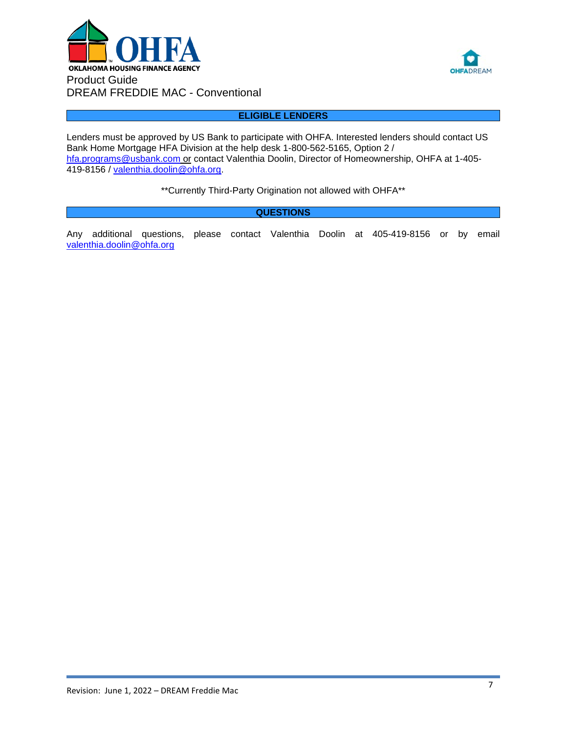Product Guide
DREAM FREDDIE MAC - Conventional

## ELIGIBLE LENDERS

Lenders must be approved by US Bank to participate with OHFA. Interested lenders should contact US Bank Home Mortgage HFA Division at the help desk 1-800-562-5165, Option 2 / hfa.programs@usbank.com or contact Valenthia Doolin, Director of Homeownership, OHFA at 1-405-419-8156 / valenthia.doolin@ohfa.org.

**Currently Third-Party Origination not allowed with OHFA**

## QUESTIONS

Any additional questions, please contact Valenthia Doolin at 405-419-8156 or by email valenthia.doolin@ohfa.org